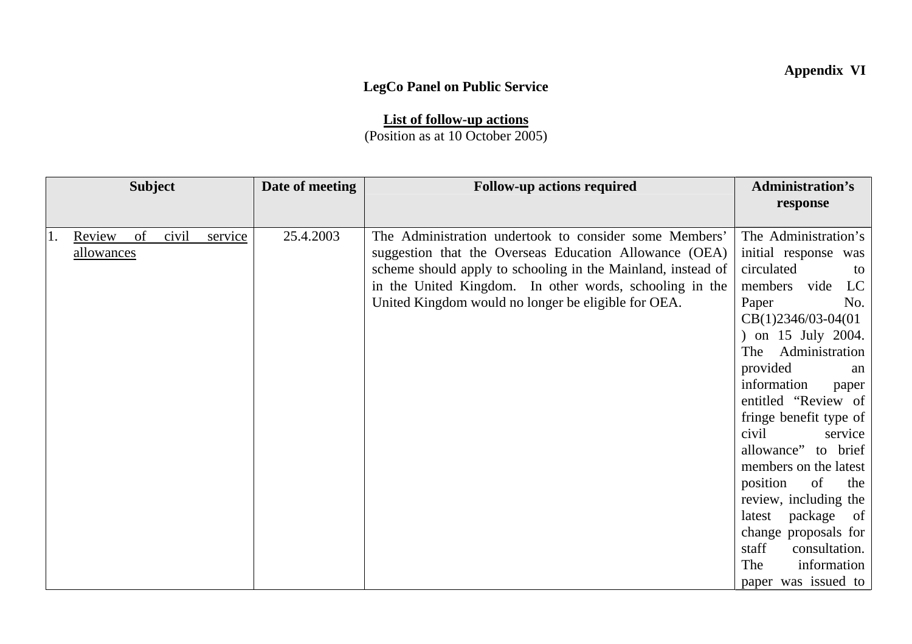**Appendix VI**

**LegCo Panel on Public Service**

**List of follow-up actions**

(Position as at 10 October 2005)

| Subject | Date of meeting | Follow-up actions required | Administration's response |
|---|---|---|---|
| 1. Review of civil service allowances | 25.4.2003 | The Administration undertook to consider some Members' suggestion that the Overseas Education Allowance (OEA) scheme should apply to schooling in the Mainland, instead of in the United Kingdom. In other words, schooling in the United Kingdom would no longer be eligible for OEA. | The Administration's initial response was circulated to members vide LC Paper No. CB(1)2346/03-04(01) on 15 July 2004. The Administration provided an information paper entitled "Review of fringe benefit type of civil service allowance" to brief members on the latest position of the review, including the latest package of change proposals for staff consultation. The information paper was issued to |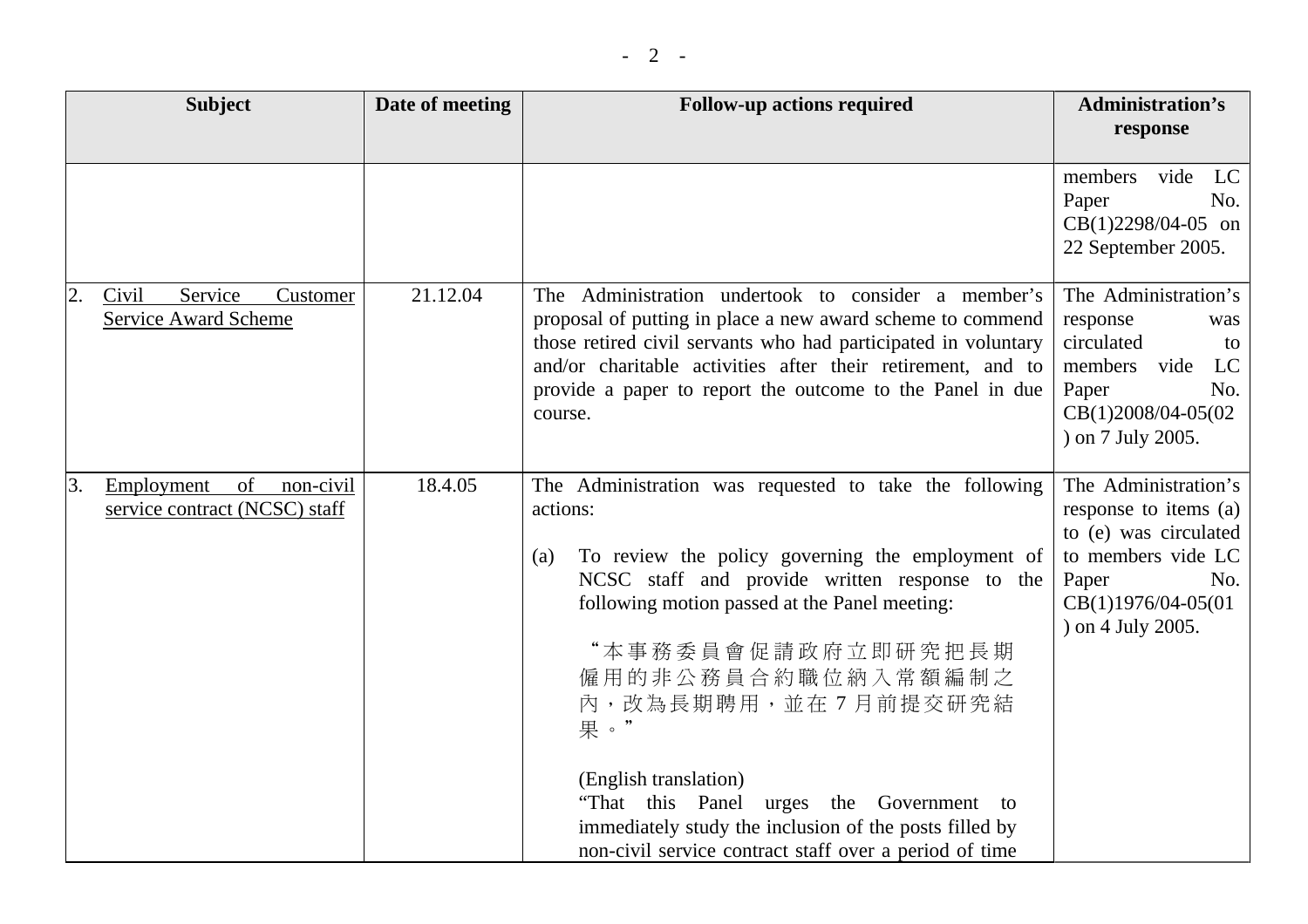| Subject | Date of meeting | Follow-up actions required | Administration's response |
|---|---|---|---|
| | | | members vide LC Paper No. CB(1)2298/04-05 on 22 September 2005. |
| 2. Civil Service Customer Service Award Scheme | 21.12.04 | The Administration undertook to consider a member's proposal of putting in place a new award scheme to commend those retired civil servants who had participated in voluntary and/or charitable activities after their retirement, and to provide a paper to report the outcome to the Panel in due course. | The Administration's response was circulated to members vide LC Paper No. CB(1)2008/04-05(02) on 7 July 2005. |
| 3. Employment of non-civil service contract (NCSC) staff | 18.4.05 | The Administration was requested to take the following actions:<br><br>(a) To review the policy governing the employment of NCSC staff and provide written response to the following motion passed at the Panel meeting:<br><br>"本事務委員會促請政府立即研究把長期僱用的非公務員合約職位納入常額編制之內，改為長期聘用，並在 7 月前提交研究結果。"<br><br>(English translation)<br>"That this Panel urges the Government to immediately study the inclusion of the posts filled by non-civil service contract staff over a period of time | The Administration's response to items (a) to (e) was circulated to members vide LC Paper No. CB(1)1976/04-05(01) on 4 July 2005. |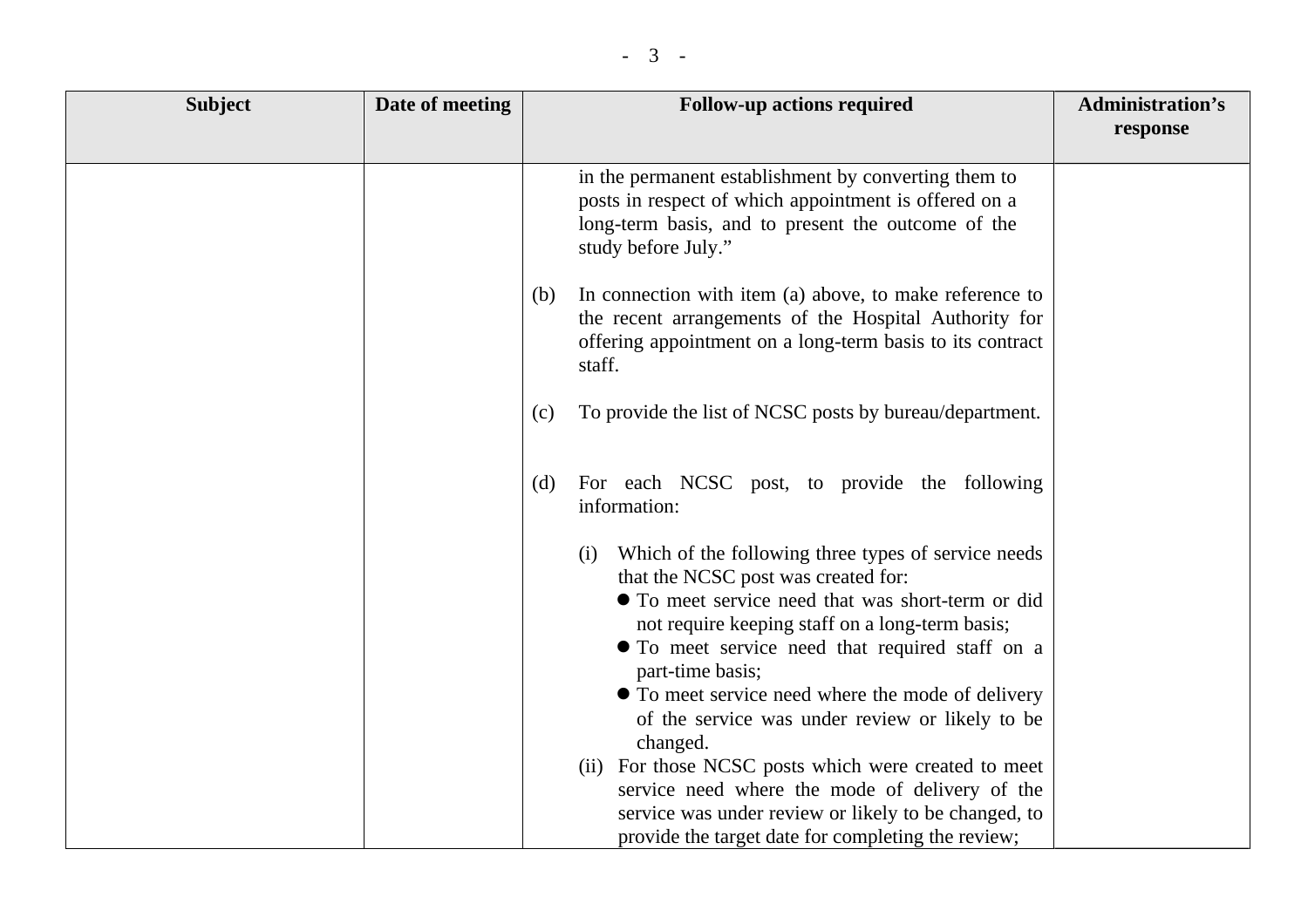| Subject | Date of meeting | Follow-up actions required | Administration's response |
|---|---|---|---|
| | | in the permanent establishment by converting them to posts in respect of which appointment is offered on a long-term basis, and to present the outcome of the study before July."<br><br>(b) In connection with item (a) above, to make reference to the recent arrangements of the Hospital Authority for offering appointment on a long-term basis to its contract staff.<br><br>(c) To provide the list of NCSC posts by bureau/department.<br><br>(d) For each NCSC post, to provide the following information:<br><br>(i) Which of the following three types of service needs that the NCSC post was created for:<br>● To meet service need that was short-term or did not require keeping staff on a long-term basis;<br>● To meet service need that required staff on a part-time basis;<br>● To meet service need where the mode of delivery of the service was under review or likely to be changed.<br>(ii) For those NCSC posts which were created to meet service need where the mode of delivery of the service was under review or likely to be changed, to provide the target date for completing the review; | |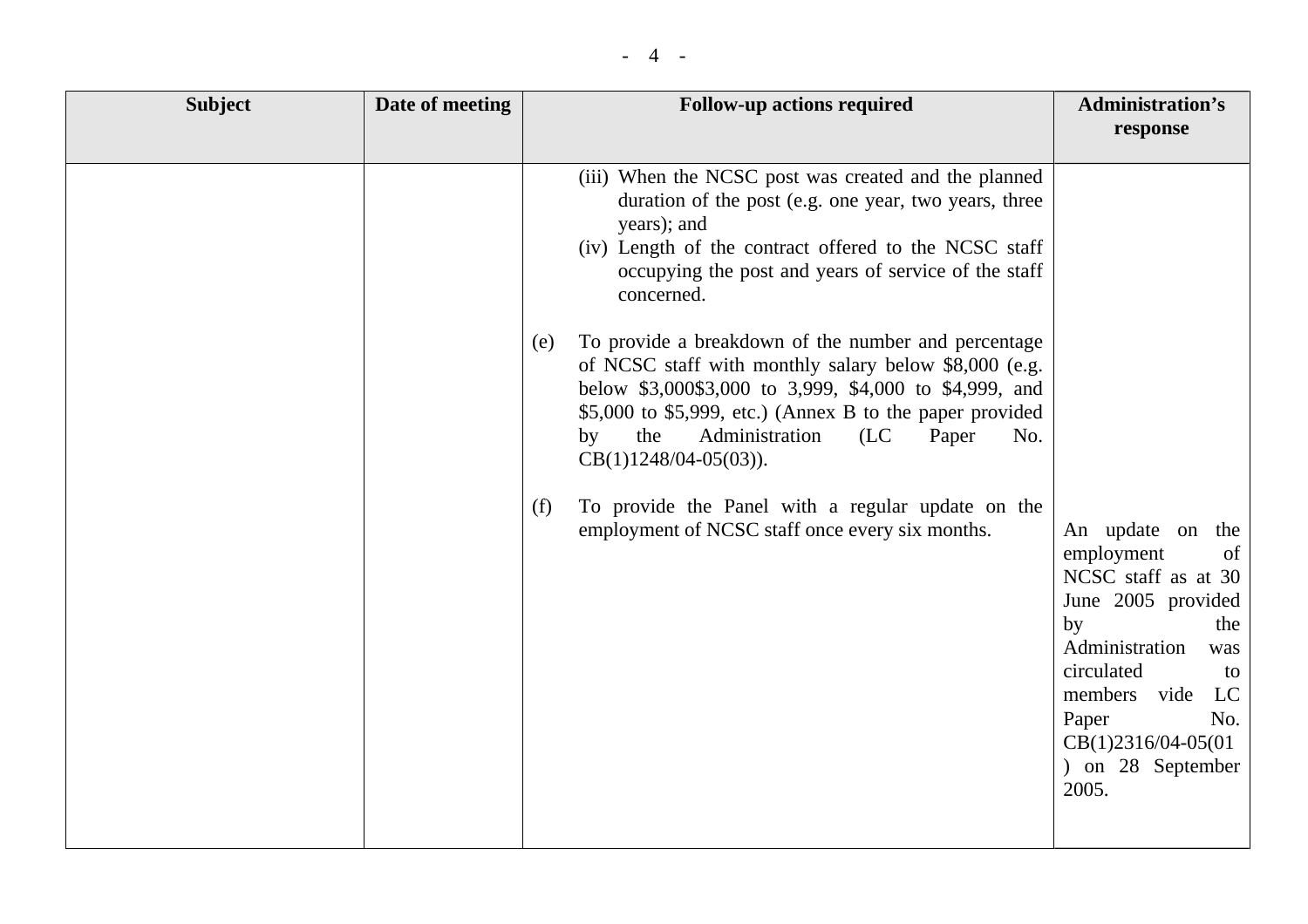| Subject | Date of meeting | Follow-up actions required | Administration's response |
|---|---|---|---|
| | | (iii) When the NCSC post was created and the planned duration of the post (e.g. one year, two years, three years); and<br>(iv) Length of the contract offered to the NCSC staff occupying the post and years of service of the staff concerned.<br><br>(e) To provide a breakdown of the number and percentage of NCSC staff with monthly salary below $8,000 (e.g. below $3,000$3,000 to 3,999, $4,000 to $4,999, and $5,000 to $5,999, etc.) (Annex B to the paper provided by the Administration (LC Paper No. CB(1)1248/04-05(03)).<br><br>(f) To provide the Panel with a regular update on the employment of NCSC staff once every six months. | An update on the employment of NCSC staff as at 30 June 2005 provided by the Administration was circulated to members vide LC Paper No. CB(1)2316/04-05(01) on 28 September 2005. |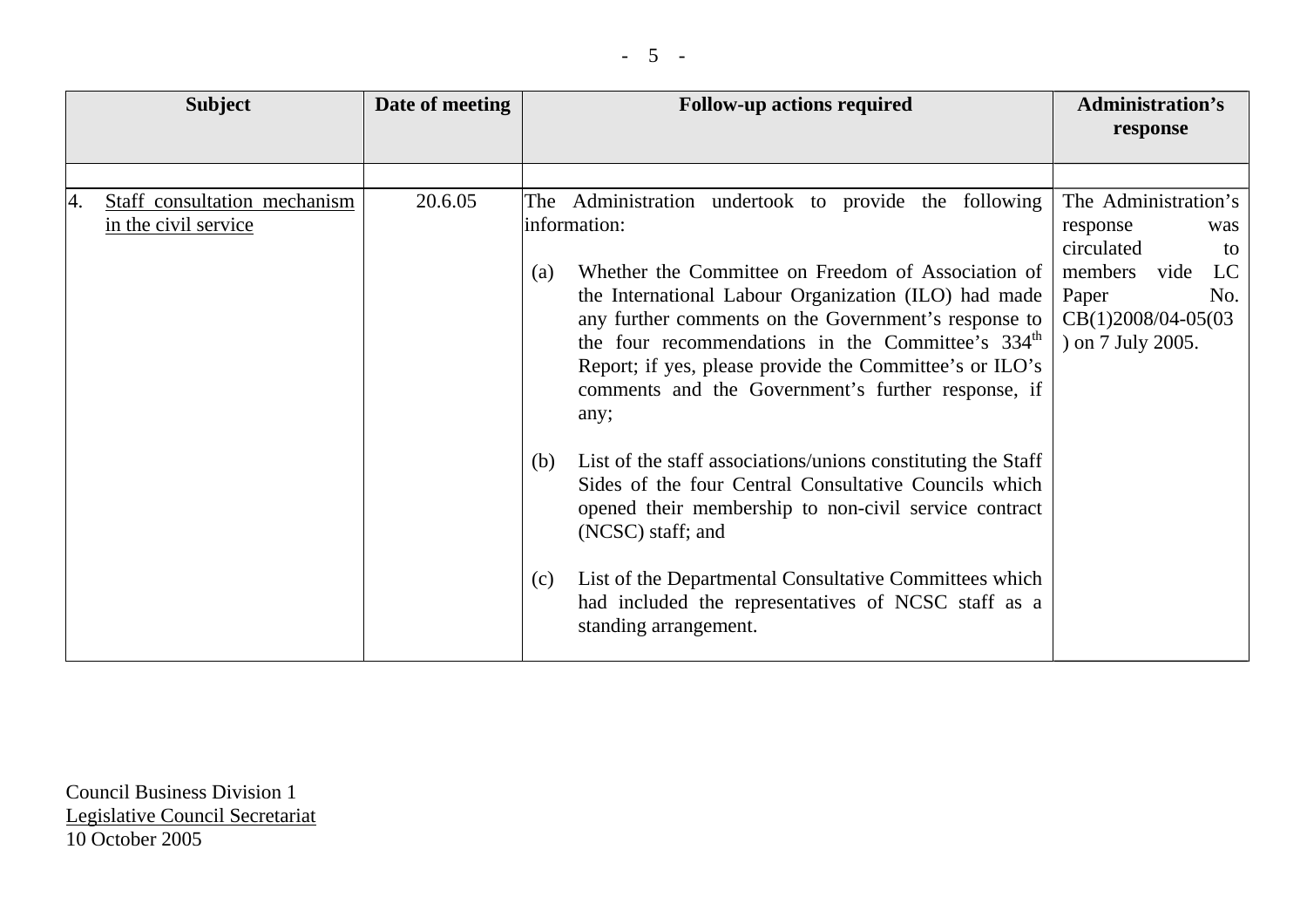| Subject | Date of meeting | Follow-up actions required | Administration's response |
|---|---|---|---|
| 4. Staff consultation mechanism in the civil service | 20.6.05 | The Administration undertook to provide the following information:<br><br>(a) Whether the Committee on Freedom of Association of the International Labour Organization (ILO) had made any further comments on the Government's response to the four recommendations in the Committee's 334th Report; if yes, please provide the Committee's or ILO's comments and the Government's further response, if any;<br><br>(b) List of the staff associations/unions constituting the Staff Sides of the four Central Consultative Councils which opened their membership to non-civil service contract (NCSC) staff; and<br><br>(c) List of the Departmental Consultative Committees which had included the representatives of NCSC staff as a standing arrangement. | The Administration's response was circulated to members vide LC Paper No. CB(1)2008/04-05(03) on 7 July 2005. |

Council Business Division 1
Legislative Council Secretariat
10 October 2005